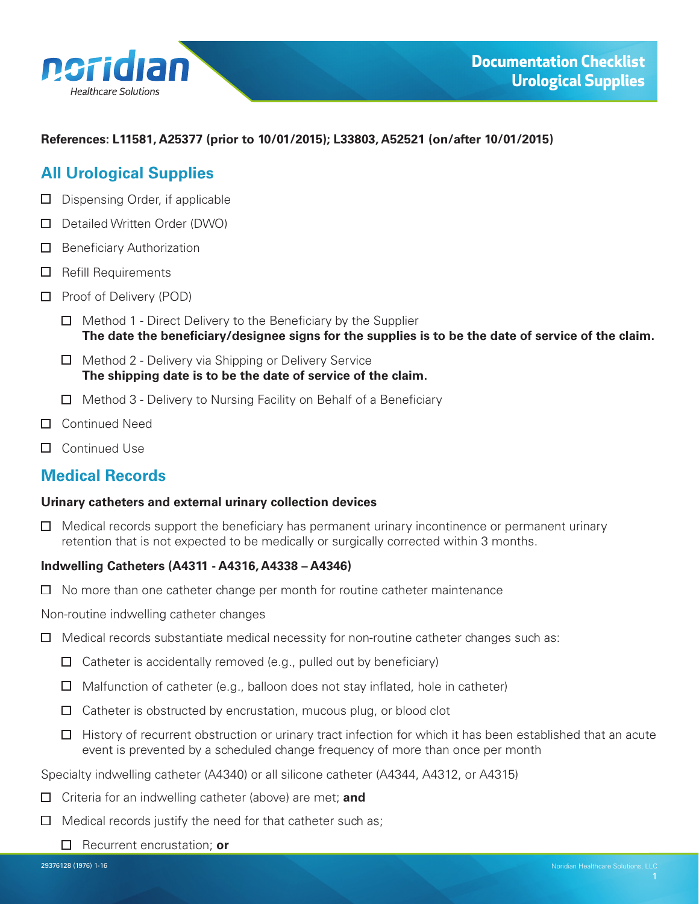# Documentation Checklist Urological Supplies

**References: L11581, A25377 (prior to 10/01/2015); L33803, A52521 (on/after 10/01/2015)**

## All Urological Supplies

- ☐ Dispensing Order, if applicable
- ☐ Detailed Written Order (DWO)
- ☐ Beneficiary Authorization
- ☐ Refill Requirements
- ☐ Proof of Delivery (POD)
  - ☐ Method 1 - Direct Delivery to the Beneficiary by the Supplier
    **The date the beneficiary/designee signs for the supplies is to be the date of service of the claim.**
  - ☐ Method 2 - Delivery via Shipping or Delivery Service
    **The shipping date is to be the date of service of the claim.**
  - ☐ Method 3 - Delivery to Nursing Facility on Behalf of a Beneficiary
- ☐ Continued Need
- ☐ Continued Use

## Medical Records

**Urinary catheters and external urinary collection devices**

- ☐ Medical records support the beneficiary has permanent urinary incontinence or permanent urinary retention that is not expected to be medically or surgically corrected within 3 months.

**Indwelling Catheters (A4311 - A4316, A4338 – A4346)**

- ☐ No more than one catheter change per month for routine catheter maintenance

Non-routine indwelling catheter changes

- ☐ Medical records substantiate medical necessity for non-routine catheter changes such as:
  - ☐ Catheter is accidentally removed (e.g., pulled out by beneficiary)
  - ☐ Malfunction of catheter (e.g., balloon does not stay inflated, hole in catheter)
  - ☐ Catheter is obstructed by encrustation, mucous plug, or blood clot
  - ☐ History of recurrent obstruction or urinary tract infection for which it has been established that an acute event is prevented by a scheduled change frequency of more than once per month

Specialty indwelling catheter (A4340) or all silicone catheter (A4344, A4312, or A4315)

- ☐ Criteria for an indwelling catheter (above) are met; **and**
- ☐ Medical records justify the need for that catheter such as;
  - ☐ Recurrent encrustation; **or**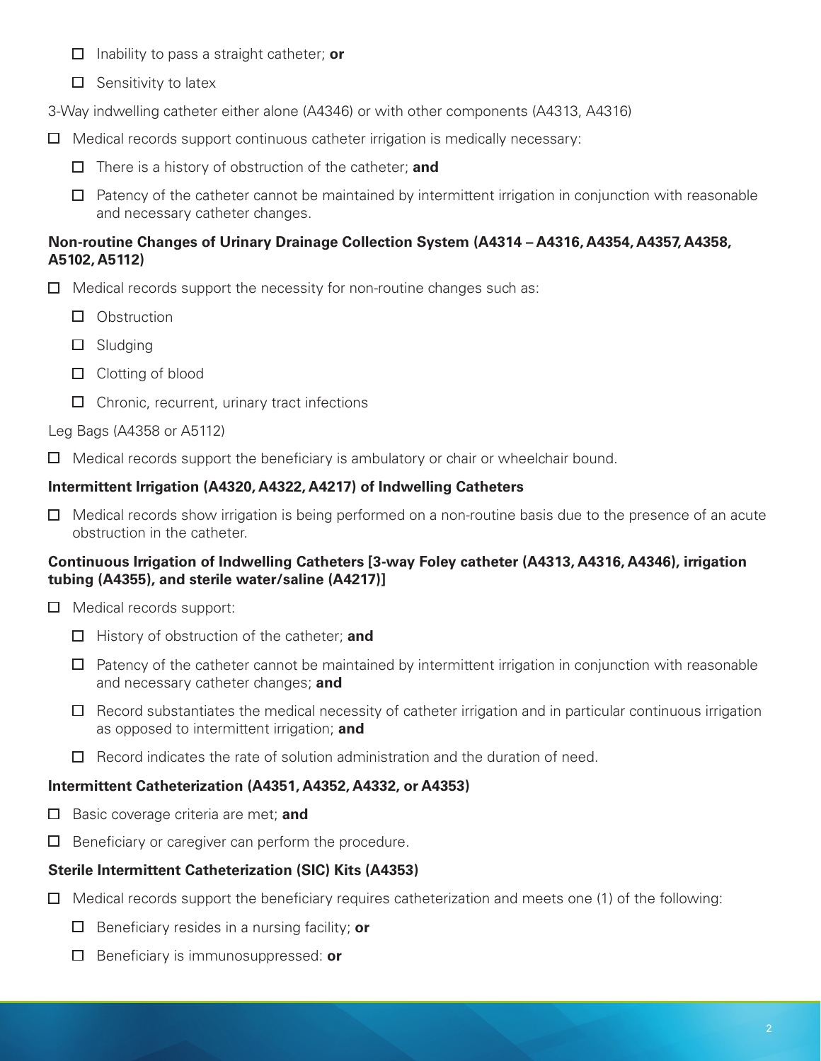- ☐ Inability to pass a straight catheter; **or**
- ☐ Sensitivity to latex

3-Way indwelling catheter either alone (A4346) or with other components (A4313, A4316)

- ☐ Medical records support continuous catheter irrigation is medically necessary:
  - ☐ There is a history of obstruction of the catheter; **and**
  - ☐ Patency of the catheter cannot be maintained by intermittent irrigation in conjunction with reasonable and necessary catheter changes.

**Non-routine Changes of Urinary Drainage Collection System (A4314 – A4316, A4354, A4357, A4358, A5102, A5112)**

- ☐ Medical records support the necessity for non-routine changes such as:
  - ☐ Obstruction
  - ☐ Sludging
  - ☐ Clotting of blood
  - ☐ Chronic, recurrent, urinary tract infections

Leg Bags (A4358 or A5112)

- ☐ Medical records support the beneficiary is ambulatory or chair or wheelchair bound.

**Intermittent Irrigation (A4320, A4322, A4217) of Indwelling Catheters**

- ☐ Medical records show irrigation is being performed on a non-routine basis due to the presence of an acute obstruction in the catheter.

**Continuous Irrigation of Indwelling Catheters [3-way Foley catheter (A4313, A4316, A4346), irrigation tubing (A4355), and sterile water/saline (A4217)]**

- ☐ Medical records support:
  - ☐ History of obstruction of the catheter; **and**
  - ☐ Patency of the catheter cannot be maintained by intermittent irrigation in conjunction with reasonable and necessary catheter changes; **and**
  - ☐ Record substantiates the medical necessity of catheter irrigation and in particular continuous irrigation as opposed to intermittent irrigation; **and**
  - ☐ Record indicates the rate of solution administration and the duration of need.

**Intermittent Catheterization (A4351, A4352, A4332, or A4353)**

- ☐ Basic coverage criteria are met; **and**
- ☐ Beneficiary or caregiver can perform the procedure.

**Sterile Intermittent Catheterization (SIC) Kits (A4353)**

- ☐ Medical records support the beneficiary requires catheterization and meets one (1) of the following:
  - ☐ Beneficiary resides in a nursing facility; **or**
  - ☐ Beneficiary is immunosuppressed: **or**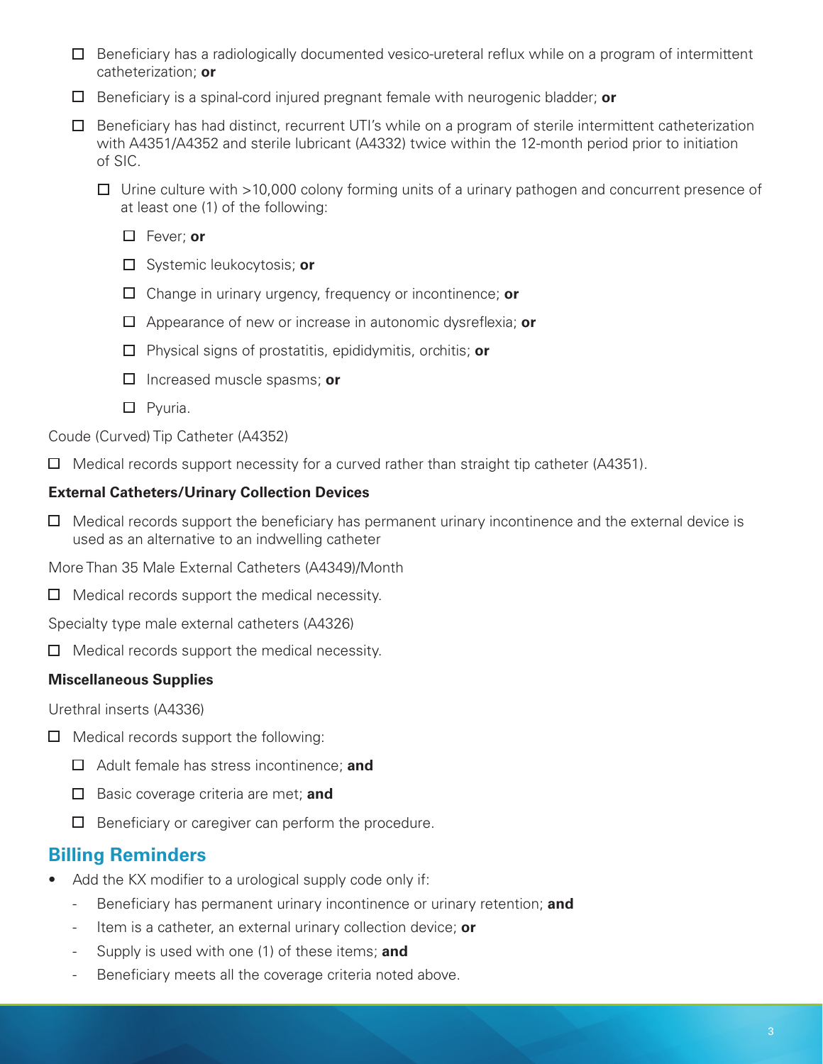- ☐ Beneficiary has a radiologically documented vesico-ureteral reflux while on a program of intermittent catheterization; **or**
- ☐ Beneficiary is a spinal-cord injured pregnant female with neurogenic bladder; **or**
- ☐ Beneficiary has had distinct, recurrent UTI's while on a program of sterile intermittent catheterization with A4351/A4352 and sterile lubricant (A4332) twice within the 12-month period prior to initiation of SIC.
  - ☐ Urine culture with >10,000 colony forming units of a urinary pathogen and concurrent presence of at least one (1) of the following:
    - ☐ Fever; **or**
    - ☐ Systemic leukocytosis; **or**
    - ☐ Change in urinary urgency, frequency or incontinence; **or**
    - ☐ Appearance of new or increase in autonomic dysreflexia; **or**
    - ☐ Physical signs of prostatitis, epididymitis, orchitis; **or**
    - ☐ Increased muscle spasms; **or**
    - ☐ Pyuria.

Coude (Curved) Tip Catheter (A4352)

- ☐ Medical records support necessity for a curved rather than straight tip catheter (A4351).

**External Catheters/Urinary Collection Devices**

- ☐ Medical records support the beneficiary has permanent urinary incontinence and the external device is used as an alternative to an indwelling catheter

More Than 35 Male External Catheters (A4349)/Month

- ☐ Medical records support the medical necessity.

Specialty type male external catheters (A4326)

- ☐ Medical records support the medical necessity.

**Miscellaneous Supplies**

Urethral inserts (A4336)

- ☐ Medical records support the following:
  - ☐ Adult female has stress incontinence; **and**
  - ☐ Basic coverage criteria are met; **and**
  - ☐ Beneficiary or caregiver can perform the procedure.

## Billing Reminders

- Add the KX modifier to a urological supply code only if:
  - Beneficiary has permanent urinary incontinence or urinary retention; **and**
  - Item is a catheter, an external urinary collection device; **or**
  - Supply is used with one (1) of these items; **and**
  - Beneficiary meets all the coverage criteria noted above.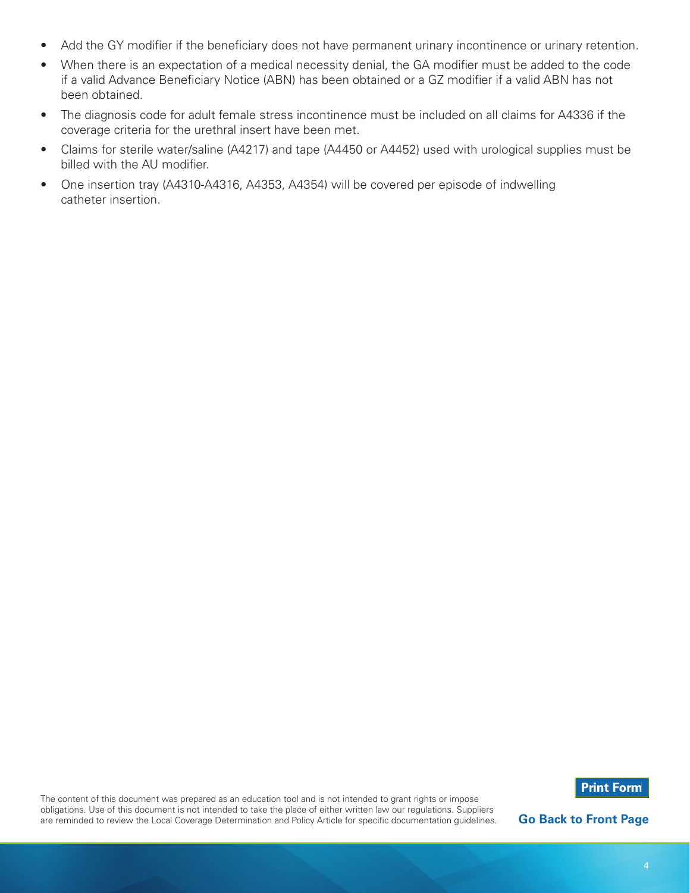- Add the GY modifier if the beneficiary does not have permanent urinary incontinence or urinary retention.
- When there is an expectation of a medical necessity denial, the GA modifier must be added to the code if a valid Advance Beneficiary Notice (ABN) has been obtained or a GZ modifier if a valid ABN has not been obtained.
- The diagnosis code for adult female stress incontinence must be included on all claims for A4336 if the coverage criteria for the urethral insert have been met.
- Claims for sterile water/saline (A4217) and tape (A4450 or A4452) used with urological supplies must be billed with the AU modifier.
- One insertion tray (A4310-A4316, A4353, A4354) will be covered per episode of indwelling catheter insertion.

The content of this document was prepared as an education tool and is not intended to grant rights or impose obligations. Use of this document is not intended to take the place of either written law our regulations. Suppliers are reminded to review the Local Coverage Determination and Policy Article for specific documentation guidelines.

**Print Form**

**Go Back to Front Page**